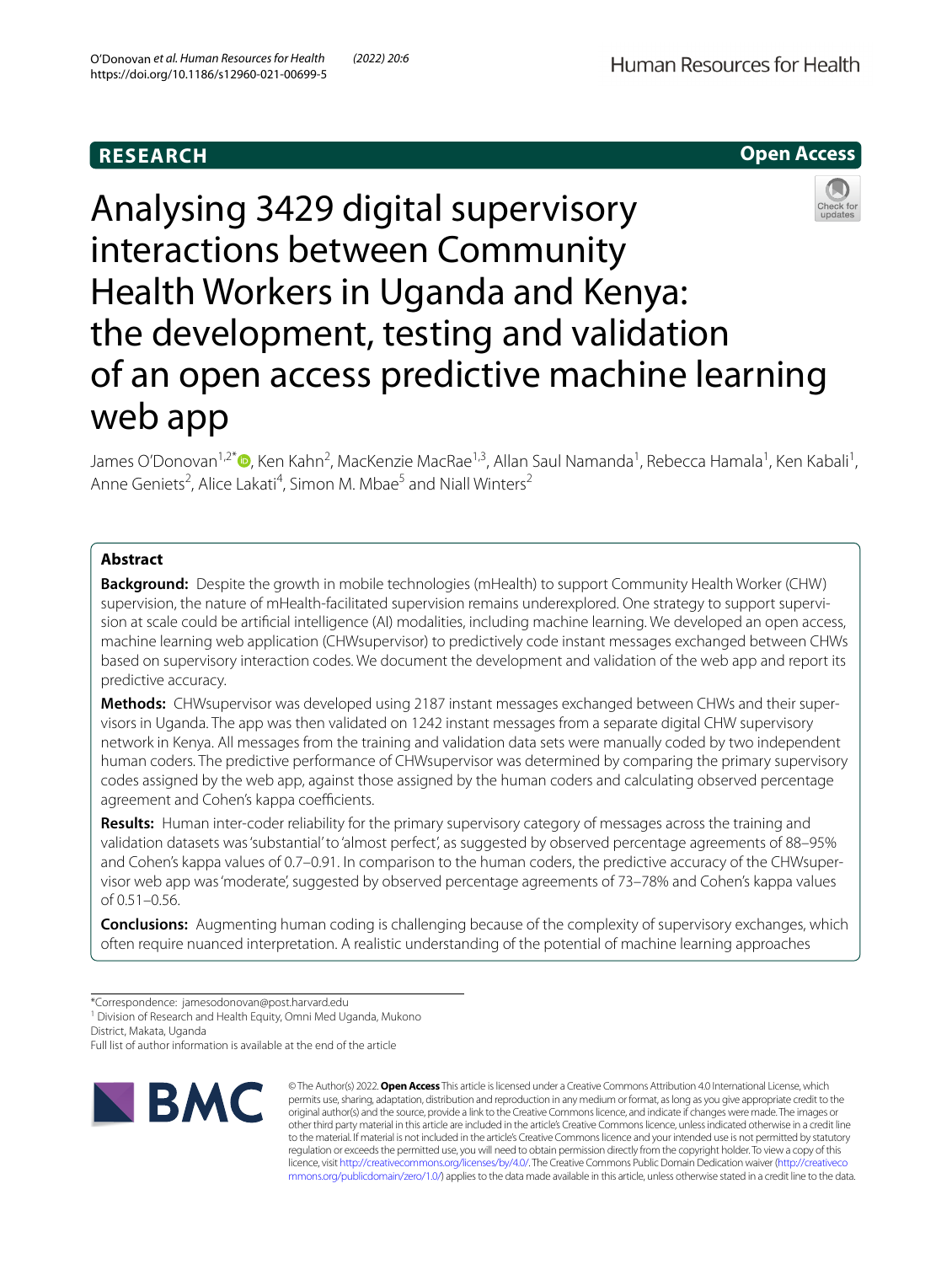RESEARCH

Open Access

# Analysing 3429 digital supervisory interactions between Community Health Workers in Uganda and Kenya: the development, testing and validation of an open access predictive machine learning web app

James O'Donovan[1,2*], Ken Kahn[2], MacKenzie MacRae[1,3], Allan Saul Namanda[1], Rebecca Hamala[1], Ken Kabali[1], Anne Geniets[2], Alice Lakati[4], Simon M. Mbae[5] and Niall Winters[2]

## Abstract

**Background:** Despite the growth in mobile technologies (mHealth) to support Community Health Worker (CHW) supervision, the nature of mHealth-facilitated supervision remains underexplored. One strategy to support supervision at scale could be artificial intelligence (AI) modalities, including machine learning. We developed an open access, machine learning web application (CHWsupervisor) to predictively code instant messages exchanged between CHWs based on supervisory interaction codes. We document the development and validation of the web app and report its predictive accuracy.

**Methods:** CHWsupervisor was developed using 2187 instant messages exchanged between CHWs and their supervisors in Uganda. The app was then validated on 1242 instant messages from a separate digital CHW supervisory network in Kenya. All messages from the training and validation data sets were manually coded by two independent human coders. The predictive performance of CHWsupervisor was determined by comparing the primary supervisory codes assigned by the web app, against those assigned by the human coders and calculating observed percentage agreement and Cohen's kappa coefficients.

**Results:** Human inter-coder reliability for the primary supervisory category of messages across the training and validation datasets was 'substantial' to 'almost perfect', as suggested by observed percentage agreements of 88–95% and Cohen's kappa values of 0.7–0.91. In comparison to the human coders, the predictive accuracy of the CHWsupervisor web app was 'moderate', suggested by observed percentage agreements of 73–78% and Cohen's kappa values of 0.51–0.56.

**Conclusions:** Augmenting human coding is challenging because of the complexity of supervisory exchanges, which often require nuanced interpretation. A realistic understanding of the potential of machine learning approaches

*Correspondence: jamesodonovan@post.harvard.edu

[1] Division of Research and Health Equity, Omni Med Uganda, Mukono District, Makata, Uganda

Full list of author information is available at the end of the article

© The Author(s) 2022. **Open Access** This article is licensed under a Creative Commons Attribution 4.0 International License, which permits use, sharing, adaptation, distribution and reproduction in any medium or format, as long as you give appropriate credit to the original author(s) and the source, provide a link to the Creative Commons licence, and indicate if changes were made. The images or other third party material in this article are included in the article's Creative Commons licence, unless indicated otherwise in a credit line to the material. If material is not included in the article's Creative Commons licence and your intended use is not permitted by statutory regulation or exceeds the permitted use, you will need to obtain permission directly from the copyright holder. To view a copy of this licence, visit http://creativecommons.org/licenses/by/4.0/. The Creative Commons Public Domain Dedication waiver (http://creativecommons.org/publicdomain/zero/1.0/) applies to the data made available in this article, unless otherwise stated in a credit line to the data.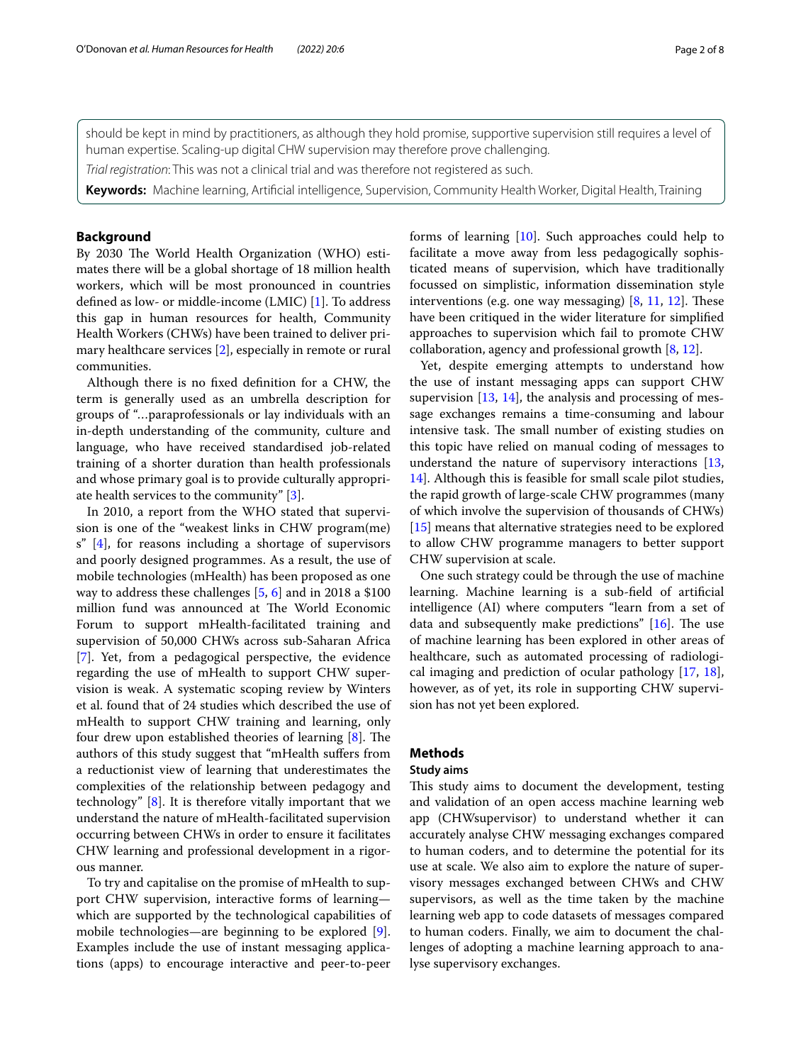should be kept in mind by practitioners, as although they hold promise, supportive supervision still requires a level of human expertise. Scaling-up digital CHW supervision may therefore prove challenging.

*Trial registration*: This was not a clinical trial and was therefore not registered as such.

**Keywords:** Machine learning, Artificial intelligence, Supervision, Community Health Worker, Digital Health, Training

## Background

By 2030 The World Health Organization (WHO) estimates there will be a global shortage of 18 million health workers, which will be most pronounced in countries defined as low- or middle-income (LMIC) [1]. To address this gap in human resources for health, Community Health Workers (CHWs) have been trained to deliver primary healthcare services [2], especially in remote or rural communities.

Although there is no fixed definition for a CHW, the term is generally used as an umbrella description for groups of "…paraprofessionals or lay individuals with an in-depth understanding of the community, culture and language, who have received standardised job-related training of a shorter duration than health professionals and whose primary goal is to provide culturally appropriate health services to the community" [3].

In 2010, a report from the WHO stated that supervision is one of the "weakest links in CHW program(me)s" [4], for reasons including a shortage of supervisors and poorly designed programmes. As a result, the use of mobile technologies (mHealth) has been proposed as one way to address these challenges [5, 6] and in 2018 a $100 million fund was announced at The World Economic Forum to support mHealth-facilitated training and supervision of 50,000 CHWs across sub-Saharan Africa [7]. Yet, from a pedagogical perspective, the evidence regarding the use of mHealth to support CHW supervision is weak. A systematic scoping review by Winters et al. found that of 24 studies which described the use of mHealth to support CHW training and learning, only four drew upon established theories of learning [8]. The authors of this study suggest that "mHealth suffers from a reductionist view of learning that underestimates the complexities of the relationship between pedagogy and technology" [8]. It is therefore vitally important that we understand the nature of mHealth-facilitated supervision occurring between CHWs in order to ensure it facilitates CHW learning and professional development in a rigorous manner.

To try and capitalise on the promise of mHealth to support CHW supervision, interactive forms of learning—which are supported by the technological capabilities of mobile technologies—are beginning to be explored [9]. Examples include the use of instant messaging applications (apps) to encourage interactive and peer-to-peer forms of learning [10]. Such approaches could help to facilitate a move away from less pedagogically sophisticated means of supervision, which have traditionally focussed on simplistic, information dissemination style interventions (e.g. one way messaging) [8, 11, 12]. These have been critiqued in the wider literature for simplified approaches to supervision which fail to promote CHW collaboration, agency and professional growth [8, 12].

Yet, despite emerging attempts to understand how the use of instant messaging apps can support CHW supervision [13, 14], the analysis and processing of message exchanges remains a time-consuming and labour intensive task. The small number of existing studies on this topic have relied on manual coding of messages to understand the nature of supervisory interactions [13, 14]. Although this is feasible for small scale pilot studies, the rapid growth of large-scale CHW programmes (many of which involve the supervision of thousands of CHWs) [15] means that alternative strategies need to be explored to allow CHW programme managers to better support CHW supervision at scale.

One such strategy could be through the use of machine learning. Machine learning is a sub-field of artificial intelligence (AI) where computers "learn from a set of data and subsequently make predictions" [16]. The use of machine learning has been explored in other areas of healthcare, such as automated processing of radiological imaging and prediction of ocular pathology [17, 18], however, as of yet, its role in supporting CHW supervision has not yet been explored.

## Methods

### Study aims

This study aims to document the development, testing and validation of an open access machine learning web app (CHWsupervisor) to understand whether it can accurately analyse CHW messaging exchanges compared to human coders, and to determine the potential for its use at scale. We also aim to explore the nature of supervisory messages exchanged between CHWs and CHW supervisors, as well as the time taken by the machine learning web app to code datasets of messages compared to human coders. Finally, we aim to document the challenges of adopting a machine learning approach to analyse supervisory exchanges.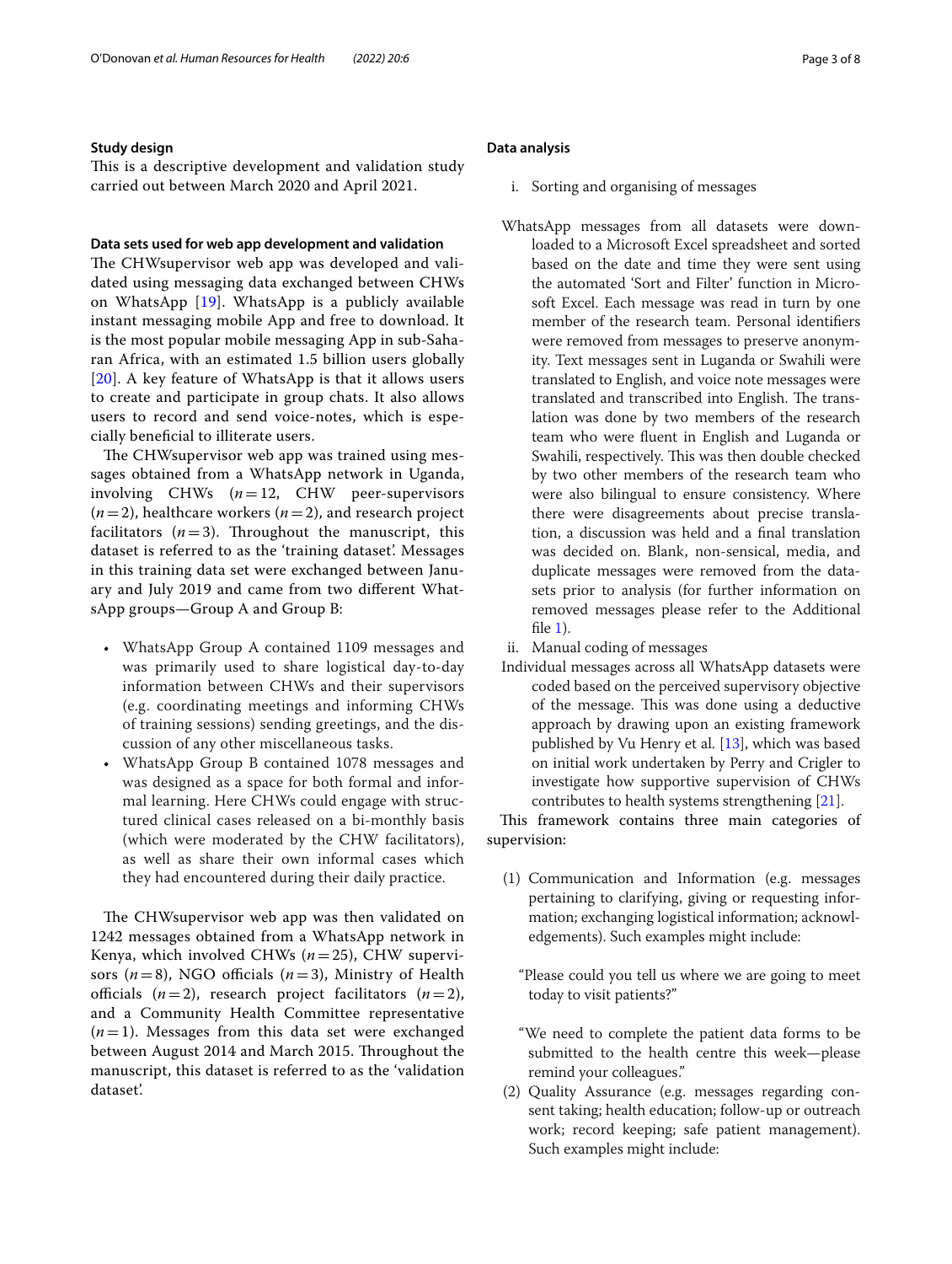## Study design

This is a descriptive development and validation study carried out between March 2020 and April 2021.

### Data sets used for web app development and validation

The CHWsupervisor web app was developed and validated using messaging data exchanged between CHWs on WhatsApp [19]. WhatsApp is a publicly available instant messaging mobile App and free to download. It is the most popular messaging App in sub-Saharan Africa, with an estimated 1.5 billion users globally [20]. A key feature of WhatsApp is that it allows users to create and participate in group chats. It also allows users to record and send voice-notes, which is especially beneficial to illiterate users.

The CHWsupervisor web app was trained using messages obtained from a WhatsApp network in Uganda, involving CHWs ($n=12$, CHW peer-supervisors ($n=2$), healthcare workers ($n=2$), and research project facilitators ($n=3$). Throughout the manuscript, this dataset is referred to as the 'training dataset'. Messages in this training data set were exchanged between January and July 2019 and came from two different WhatsApp groups—Group A and Group B:

- WhatsApp Group A contained 1109 messages and was primarily used to share logistical day-to-day information between CHWs and their supervisors (e.g. coordinating meetings and informing CHWs of training sessions) sending greetings, and the discussion of any other miscellaneous tasks.
- WhatsApp Group B contained 1078 messages and was designed as a space for both formal and informal learning. Here CHWs could engage with structured clinical cases released on a bi-monthly basis (which were moderated by the CHW facilitators), as well as share their own informal cases which they had encountered during their daily practice.

The CHWsupervisor web app was then validated on 1242 messages obtained from a WhatsApp network in Kenya, which involved CHWs ($n=25$), CHW supervisors ($n=8$), NGO officials ($n=3$), Ministry of Health officials ($n=2$), research project facilitators ($n=2$), and a Community Health Committee representative ($n=1$). Messages from this data set were exchanged between August 2014 and March 2015. Throughout the manuscript, this dataset is referred to as the 'validation dataset'.

### Data analysis

i. Sorting and organising of messages

WhatsApp messages from all datasets were downloaded to a Microsoft Excel spreadsheet and sorted based on the date and time they were sent using the automated 'Sort and Filter' function in Microsoft Excel. Each message was read in turn by one member of the research team. Personal identifiers were removed from messages to preserve anonymity. Text messages sent in Luganda or Swahili were translated to English, and voice note messages were translated and transcribed into English. The translation was done by two members of the research team who were fluent in English and Luganda or Swahili, respectively. This was then double checked by two other members of the research team who were also bilingual to ensure consistency. Where there were disagreements about precise translation, a discussion was held and a final translation was decided on. Blank, non-sensical, media, and duplicate messages were removed from the datasets prior to analysis (for further information on removed messages please refer to the Additional file 1).

ii. Manual coding of messages

Individual messages across all WhatsApp datasets were coded based on the perceived supervisory objective of the message. This was done using a deductive approach by drawing upon an existing framework published by Vu Henry et al. [13], which was based on initial work undertaken by Perry and Crigler to investigate how supportive supervision of CHWs contributes to health systems strengthening [21].

This framework contains three main categories of supervision:

(1) Communication and Information (e.g. messages pertaining to clarifying, giving or requesting information; exchanging logistical information; acknowledgements). Such examples might include:

"Please could you tell us where we are going to meet today to visit patients?"

"We need to complete the patient data forms to be submitted to the health centre this week—please remind your colleagues."

(2) Quality Assurance (e.g. messages regarding consent taking; health education; follow-up or outreach work; record keeping; safe patient management). Such examples might include: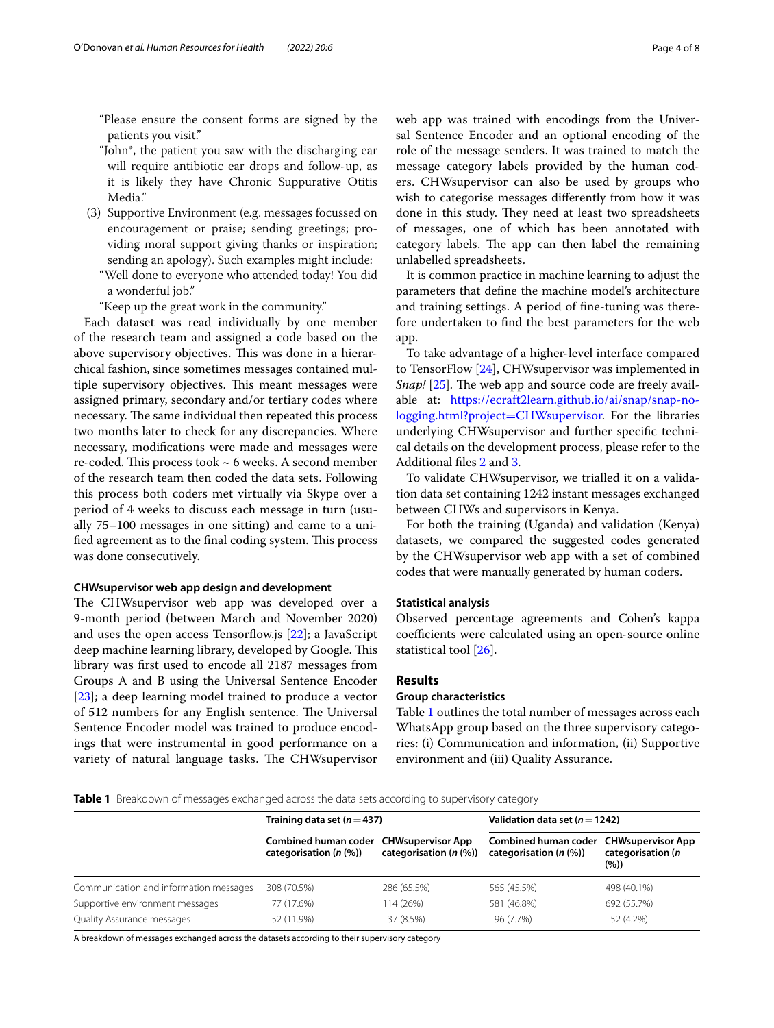"Please ensure the consent forms are signed by the patients you visit."

"John*, the patient you saw with the discharging ear will require antibiotic ear drops and follow-up, as it is likely they have Chronic Suppurative Otitis Media."

(3) Supportive Environment (e.g. messages focussed on encouragement or praise; sending greetings; providing moral support giving thanks or inspiration; sending an apology). Such examples might include:

"Well done to everyone who attended today! You did a wonderful job."

"Keep up the great work in the community."

Each dataset was read individually by one member of the research team and assigned a code based on the above supervisory objectives. This was done in a hierarchical fashion, since sometimes messages contained multiple supervisory objectives. This meant messages were assigned primary, secondary and/or tertiary codes where necessary. The same individual then repeated this process two months later to check for any discrepancies. Where necessary, modifications were made and messages were re-coded. This process took ~ 6 weeks. A second member of the research team then coded the data sets. Following this process both coders met virtually via Skype over a period of 4 weeks to discuss each message in turn (usually 75–100 messages in one sitting) and came to a unified agreement as to the final coding system. This process was done consecutively.

#### CHWsupervisor web app design and development

The CHWsupervisor web app was developed over a 9-month period (between March and November 2020) and uses the open access Tensorflow.js [22]; a JavaScript deep machine learning library, developed by Google. This library was first used to encode all 2187 messages from Groups A and B using the Universal Sentence Encoder [23]; a deep learning model trained to produce a vector of 512 numbers for any English sentence. The Universal Sentence Encoder model was trained to produce encodings that were instrumental in good performance on a variety of natural language tasks. The CHWsupervisor web app was trained with encodings from the Universal Sentence Encoder and an optional encoding of the role of the message senders. It was trained to match the message category labels provided by the human coders. CHWsupervisor can also be used by groups who wish to categorise messages differently from how it was done in this study. They need at least two spreadsheets of messages, one of which has been annotated with category labels. The app can then label the remaining unlabelled spreadsheets.

It is common practice in machine learning to adjust the parameters that define the machine model's architecture and training settings. A period of fine-tuning was therefore undertaken to find the best parameters for the web app.

To take advantage of a higher-level interface compared to TensorFlow [24], CHWsupervisor was implemented in *Snap!* [25]. The web app and source code are freely available at: https://ecraft2learn.github.io/ai/snap/snap-no-logging.html?project=CHWsupervisor. For the libraries underlying CHWsupervisor and further specific technical details on the development process, please refer to the Additional files 2 and 3.

To validate CHWsupervisor, we trialled it on a validation data set containing 1242 instant messages exchanged between CHWs and supervisors in Kenya.

For both the training (Uganda) and validation (Kenya) datasets, we compared the suggested codes generated by the CHWsupervisor web app with a set of combined codes that were manually generated by human coders.

#### Statistical analysis

Observed percentage agreements and Cohen's kappa coefficients were calculated using an open-source online statistical tool [26].

## Results

### Group characteristics

Table 1 outlines the total number of messages across each WhatsApp group based on the three supervisory categories: (i) Communication and information, (ii) Supportive environment and (iii) Quality Assurance.

**Table 1** Breakdown of messages exchanged across the data sets according to supervisory category

| | Training data set ($n = 437$) | | Validation data set ($n = 1242$) | |
|---|---|---|---|---|
| | Combined human coder categorisation ($n$ (%)) | CHWsupervisor App categorisation ($n$ (%)) | Combined human coder categorisation ($n$ (%)) | CHWsupervisor App categorisation ($n$ (%)) |
| Communication and information messages | 308 (70.5%) | 286 (65.5%) | 565 (45.5%) | 498 (40.1%) |
| Supportive environment messages | 77 (17.6%) | 114 (26%) | 581 (46.8%) | 692 (55.7%) |
| Quality Assurance messages | 52 (11.9%) | 37 (8.5%) | 96 (7.7%) | 52 (4.2%) |

A breakdown of messages exchanged across the datasets according to their supervisory category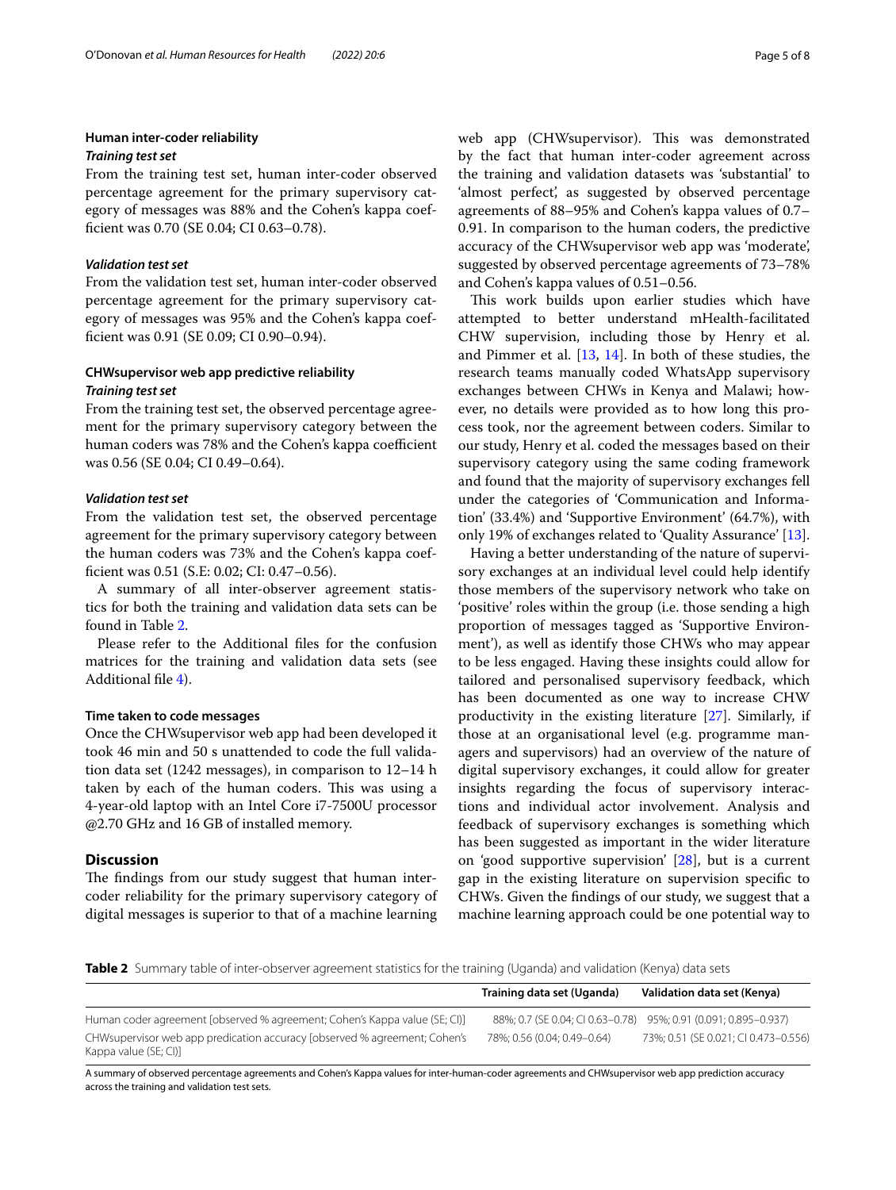### Human inter-coder reliability

#### *Training test set*

From the training test set, human inter-coder observed percentage agreement for the primary supervisory category of messages was 88% and the Cohen's kappa coefficient was 0.70 (SE 0.04; CI 0.63–0.78).

#### *Validation test set*

From the validation test set, human inter-coder observed percentage agreement for the primary supervisory category of messages was 95% and the Cohen's kappa coefficient was 0.91 (SE 0.09; CI 0.90–0.94).

### CHWsupervisor web app predictive reliability

#### *Training test set*

From the training test set, the observed percentage agreement for the primary supervisory category between the human coders was 78% and the Cohen's kappa coefficient was 0.56 (SE 0.04; CI 0.49–0.64).

#### *Validation test set*

From the validation test set, the observed percentage agreement for the primary supervisory category between the human coders was 73% and the Cohen's kappa coefficient was 0.51 (S.E: 0.02; CI: 0.47–0.56).

A summary of all inter-observer agreement statistics for both the training and validation data sets can be found in Table 2.

Please refer to the Additional files for the confusion matrices for the training and validation data sets (see Additional file 4).

### Time taken to code messages

Once the CHWsupervisor web app had been developed it took 46 min and 50 s unattended to code the full validation data set (1242 messages), in comparison to 12–14 h taken by each of the human coders. This was using a 4-year-old laptop with an Intel Core i7-7500U processor @2.70 GHz and 16 GB of installed memory.

## Discussion

The findings from our study suggest that human inter-coder reliability for the primary supervisory category of digital messages is superior to that of a machine learning web app (CHWsupervisor). This was demonstrated by the fact that human inter-coder agreement across the training and validation datasets was 'substantial' to 'almost perfect', as suggested by observed percentage agreements of 88–95% and Cohen's kappa values of 0.7–0.91. In comparison to the human coders, the predictive accuracy of the CHWsupervisor web app was 'moderate', suggested by observed percentage agreements of 73–78% and Cohen's kappa values of 0.51–0.56.

This work builds upon earlier studies which have attempted to better understand mHealth-facilitated CHW supervision, including those by Henry et al. and Pimmer et al. [13, 14]. In both of these studies, the research teams manually coded WhatsApp supervisory exchanges between CHWs in Kenya and Malawi; however, no details were provided as to how long this process took, nor the agreement between coders. Similar to our study, Henry et al. coded the messages based on their supervisory category using the same coding framework and found that the majority of supervisory exchanges fell under the categories of 'Communication and Information' (33.4%) and 'Supportive Environment' (64.7%), with only 19% of exchanges related to 'Quality Assurance' [13].

Having a better understanding of the nature of supervisory exchanges at an individual level could help identify those members of the supervisory network who take on 'positive' roles within the group (i.e. those sending a high proportion of messages tagged as 'Supportive Environment'), as well as identify those CHWs who may appear to be less engaged. Having these insights could allow for tailored and personalised supervisory feedback, which has been documented as one way to increase CHW productivity in the existing literature [27]. Similarly, if those at an organisational level (e.g. programme managers and supervisors) had an overview of the nature of digital supervisory exchanges, it could allow for greater insights regarding the focus of supervisory interactions and individual actor involvement. Analysis and feedback of supervisory exchanges is something which has been suggested as important in the wider literature on 'good supportive supervision' [28], but is a current gap in the existing literature on supervision specific to CHWs. Given the findings of our study, we suggest that a machine learning approach could be one potential way to

**Table 2** Summary table of inter-observer agreement statistics for the training (Uganda) and validation (Kenya) data sets

| | Training data set (Uganda) | Validation data set (Kenya) |
|---|---|---|
| Human coder agreement [observed % agreement; Cohen's Kappa value (SE; CI)] | 88%; 0.7 (SE 0.04; CI 0.63–0.78) | 95%; 0.91 (0.091; 0.895–0.937) |
| CHWsupervisor web app predication accuracy [observed % agreement; Cohen's Kappa value (SE; CI)] | 78%; 0.56 (0.04; 0.49–0.64) | 73%; 0.51 (SE 0.021; CI 0.473–0.556) |

A summary of observed percentage agreements and Cohen's Kappa values for inter-human-coder agreements and CHWsupervisor web app prediction accuracy across the training and validation test sets.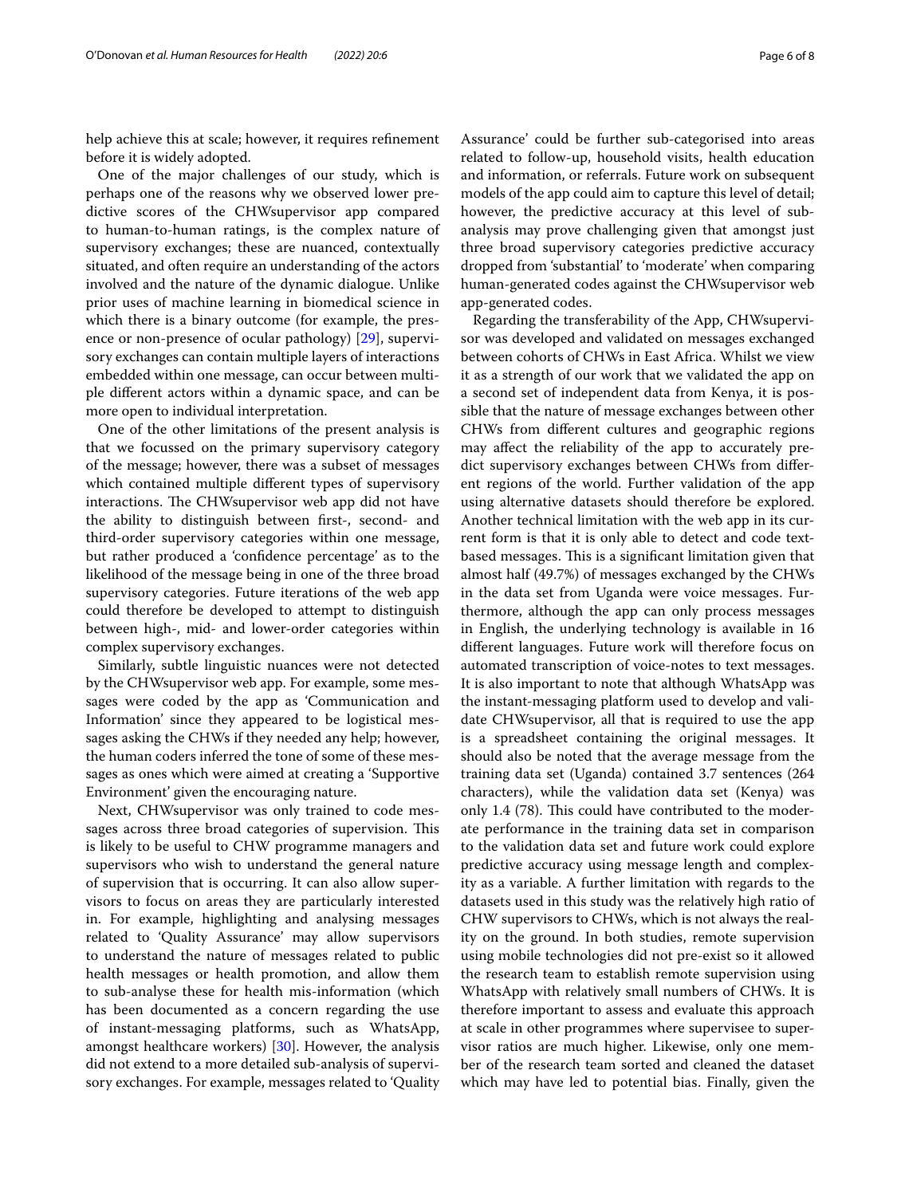help achieve this at scale; however, it requires refinement before it is widely adopted.

One of the major challenges of our study, which is perhaps one of the reasons why we observed lower predictive scores of the CHWsupervisor app compared to human-to-human ratings, is the complex nature of supervisory exchanges; these are nuanced, contextually situated, and often require an understanding of the actors involved and the nature of the dynamic dialogue. Unlike prior uses of machine learning in biomedical science in which there is a binary outcome (for example, the presence or non-presence of ocular pathology) [29], supervisory exchanges can contain multiple layers of interactions embedded within one message, can occur between multiple different actors within a dynamic space, and can be more open to individual interpretation.

One of the other limitations of the present analysis is that we focussed on the primary supervisory category of the message; however, there was a subset of messages which contained multiple different types of supervisory interactions. The CHWsupervisor web app did not have the ability to distinguish between first-, second- and third-order supervisory categories within one message, but rather produced a 'confidence percentage' as to the likelihood of the message being in one of the three broad supervisory categories. Future iterations of the web app could therefore be developed to attempt to distinguish between high-, mid- and lower-order categories within complex supervisory exchanges.

Similarly, subtle linguistic nuances were not detected by the CHWsupervisor web app. For example, some messages were coded by the app as 'Communication and Information' since they appeared to be logistical messages asking the CHWs if they needed any help; however, the human coders inferred the tone of some of these messages as ones which were aimed at creating a 'Supportive Environment' given the encouraging nature.

Next, CHWsupervisor was only trained to code messages across three broad categories of supervision. This is likely to be useful to CHW programme managers and supervisors who wish to understand the general nature of supervision that is occurring. It can also allow supervisors to focus on areas they are particularly interested in. For example, highlighting and analysing messages related to 'Quality Assurance' may allow supervisors to understand the nature of messages related to public health messages or health promotion, and allow them to sub-analyse these for health mis-information (which has been documented as a concern regarding the use of instant-messaging platforms, such as WhatsApp, amongst healthcare workers) [30]. However, the analysis did not extend to a more detailed sub-analysis of supervisory exchanges. For example, messages related to 'Quality Assurance' could be further sub-categorised into areas related to follow-up, household visits, health education and information, or referrals. Future work on subsequent models of the app could aim to capture this level of detail; however, the predictive accuracy at this level of sub-analysis may prove challenging given that amongst just three broad supervisory categories predictive accuracy dropped from 'substantial' to 'moderate' when comparing human-generated codes against the CHWsupervisor web app-generated codes.

Regarding the transferability of the App, CHWsupervisor was developed and validated on messages exchanged between cohorts of CHWs in East Africa. Whilst we view it as a strength of our work that we validated the app on a second set of independent data from Kenya, it is possible that the nature of message exchanges between other CHWs from different cultures and geographic regions may affect the reliability of the app to accurately predict supervisory exchanges between CHWs from different regions of the world. Further validation of the app using alternative datasets should therefore be explored. Another technical limitation with the web app in its current form is that it is only able to detect and code text-based messages. This is a significant limitation given that almost half (49.7%) of messages exchanged by the CHWs in the data set from Uganda were voice messages. Furthermore, although the app can only process messages in English, the underlying technology is available in 16 different languages. Future work will therefore focus on automated transcription of voice-notes to text messages. It is also important to note that although WhatsApp was the instant-messaging platform used to develop and validate CHWsupervisor, all that is required to use the app is a spreadsheet containing the original messages. It should also be noted that the average message from the training data set (Uganda) contained 3.7 sentences (264 characters), while the validation data set (Kenya) was only 1.4 (78). This could have contributed to the moderate performance in the training data set in comparison to the validation data set and future work could explore predictive accuracy using message length and complexity as a variable. A further limitation with regards to the datasets used in this study was the relatively high ratio of CHW supervisors to CHWs, which is not always the reality on the ground. In both studies, remote supervision using mobile technologies did not pre-exist so it allowed the research team to establish remote supervision using WhatsApp with relatively small numbers of CHWs. It is therefore important to assess and evaluate this approach at scale in other programmes where supervisee to supervisor ratios are much higher. Likewise, only one member of the research team sorted and cleaned the dataset which may have led to potential bias. Finally, given the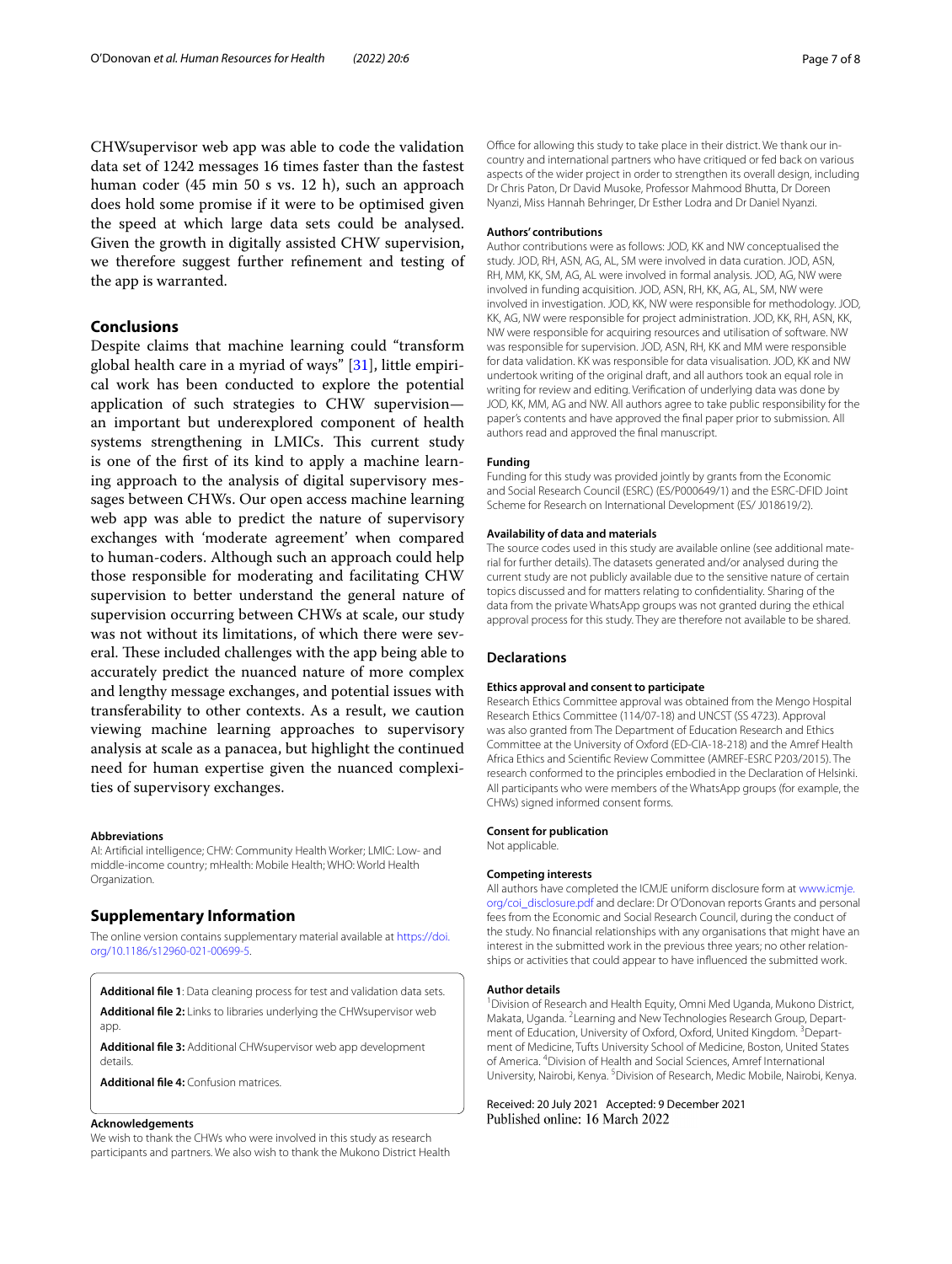CHWsupervisor web app was able to code the validation data set of 1242 messages 16 times faster than the fastest human coder (45 min 50 s vs. 12 h), such an approach does hold some promise if it were to be optimised given the speed at which large data sets could be analysed. Given the growth in digitally assisted CHW supervision, we therefore suggest further refinement and testing of the app is warranted.

## Conclusions

Despite claims that machine learning could "transform global health care in a myriad of ways" [31], little empirical work has been conducted to explore the potential application of such strategies to CHW supervision—an important but underexplored component of health systems strengthening in LMICs. This current study is one of the first of its kind to apply a machine learning approach to the analysis of digital supervisory messages between CHWs. Our open access machine learning web app was able to predict the nature of supervisory exchanges with 'moderate agreement' when compared to human-coders. Although such an approach could help those responsible for moderating and facilitating CHW supervision to better understand the general nature of supervision occurring between CHWs at scale, our study was not without its limitations, of which there were several. These included challenges with the app being able to accurately predict the nuanced nature of more complex and lengthy message exchanges, and potential issues with transferability to other contexts. As a result, we caution viewing machine learning approaches to supervisory analysis at scale as a panacea, but highlight the continued need for human expertise given the nuanced complexities of supervisory exchanges.

#### Abbreviations

AI: Artificial intelligence; CHW: Community Health Worker; LMIC: Low- and middle-income country; mHealth: Mobile Health; WHO: World Health Organization.

## Supplementary Information

The online version contains supplementary material available at https://doi.org/10.1186/s12960-021-00699-5.

**Additional file 1**: Data cleaning process for test and validation data sets.

**Additional file 2:** Links to libraries underlying the CHWsupervisor web app.

**Additional file 3:** Additional CHWsupervisor web app development details.

**Additional file 4:** Confusion matrices.

#### Acknowledgements

We wish to thank the CHWs who were involved in this study as research participants and partners. We also wish to thank the Mukono District Health Office for allowing this study to take place in their district. We thank our in-country and international partners who have critiqued or fed back on various aspects of the wider project in order to strengthen its overall design, including Dr Chris Paton, Dr David Musoke, Professor Mahmood Bhutta, Dr Doreen Nyanzi, Miss Hannah Behringer, Dr Esther Lodra and Dr Daniel Nyanzi.

#### Authors' contributions

Author contributions were as follows: JOD, KK and NW conceptualised the study. JOD, RH, ASN, AG, AL, SM were involved in data curation. JOD, ASN, RH, MM, KK, SM, AG, AL were involved in formal analysis. JOD, AG, NW were involved in funding acquisition. JOD, ASN, RH, KK, AG, AL, SM, NW were involved in investigation. JOD, KK, NW were responsible for methodology. JOD, KK, AG, NW were responsible for project administration. JOD, KK, RH, ASN, KK, NW were responsible for acquiring resources and utilisation of software. NW was responsible for supervision. JOD, ASN, RH, KK and MM were responsible for data validation. KK was responsible for data visualisation. JOD, KK and NW undertook writing of the original draft, and all authors took an equal role in writing for review and editing. Verification of underlying data was done by JOD, KK, MM, AG and NW. All authors agree to take public responsibility for the paper's contents and have approved the final paper prior to submission. All authors read and approved the final manuscript.

#### Funding

Funding for this study was provided jointly by grants from the Economic and Social Research Council (ESRC) (ES/P000649/1) and the ESRC-DFID Joint Scheme for Research on International Development (ES/ J018619/2).

#### Availability of data and materials

The source codes used in this study are available online (see additional material for further details). The datasets generated and/or analysed during the current study are not publicly available due to the sensitive nature of certain topics discussed and for matters relating to confidentiality. Sharing of the data from the private WhatsApp groups was not granted during the ethical approval process for this study. They are therefore not available to be shared.

## Declarations

#### Ethics approval and consent to participate

Research Ethics Committee approval was obtained from the Mengo Hospital Research Ethics Committee (114/07-18) and UNCST (SS 4723). Approval was also granted from The Department of Education Research and Ethics Committee at the University of Oxford (ED-CIA-18-218) and the Amref Health Africa Ethics and Scientific Review Committee (AMREF-ESRC P203/2015). The research conformed to the principles embodied in the Declaration of Helsinki. All participants who were members of the WhatsApp groups (for example, the CHWs) signed informed consent forms.

#### Consent for publication

Not applicable.

#### Competing interests

All authors have completed the ICMJE uniform disclosure form at www.icmje.org/coi_disclosure.pdf and declare: Dr O'Donovan reports Grants and personal fees from the Economic and Social Research Council, during the conduct of the study. No financial relationships with any organisations that might have an interest in the submitted work in the previous three years; no other relationships or activities that could appear to have influenced the submitted work.

#### Author details

[1]Division of Research and Health Equity, Omni Med Uganda, Mukono District, Makata, Uganda. [2]Learning and New Technologies Research Group, Department of Education, University of Oxford, Oxford, United Kingdom. [3]Department of Medicine, Tufts University School of Medicine, Boston, United States of America. [4]Division of Health and Social Sciences, Amref International University, Nairobi, Kenya. [5]Division of Research, Medic Mobile, Nairobi, Kenya.

Received: 20 July 2021 Accepted: 9 December 2021
Published online: 16 March 2022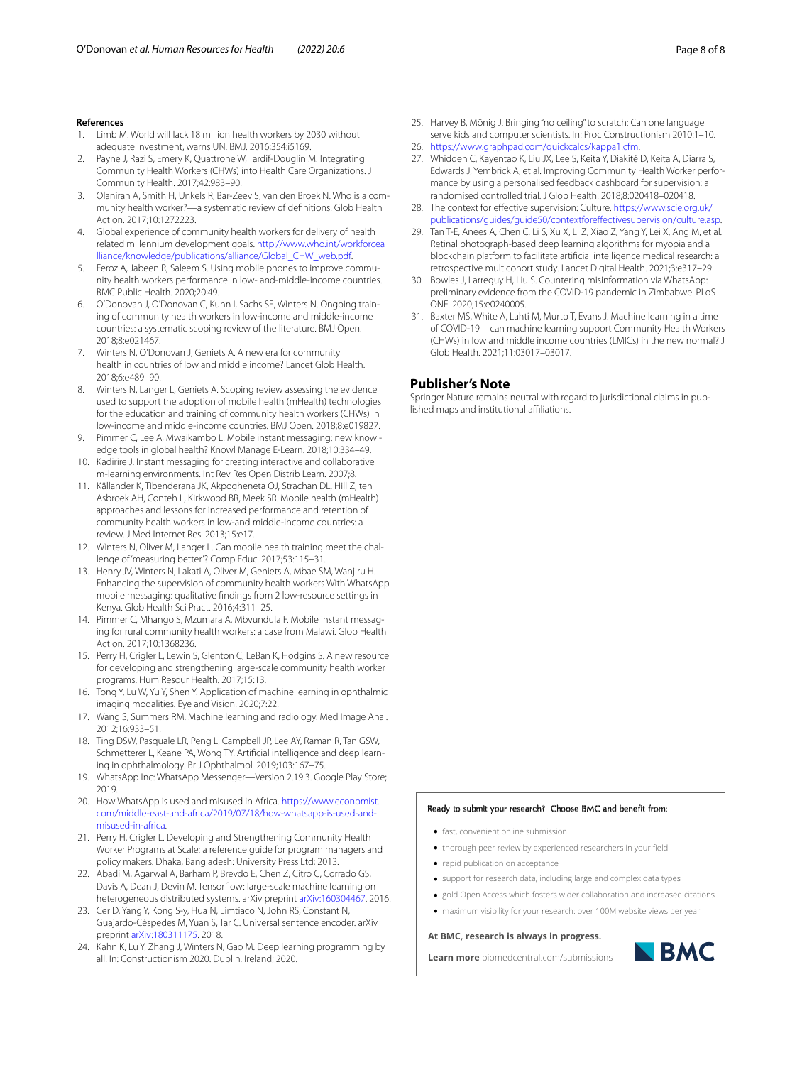## References

1. Limb M. World will lack 18 million health workers by 2030 without adequate investment, warns UN. BMJ. 2016;354:i5169.
2. Payne J, Razi S, Emery K, Quattrone W, Tardif-Douglin M. Integrating Community Health Workers (CHWs) into Health Care Organizations. J Community Health. 2017;42:983–90.
3. Olaniran A, Smith H, Unkels R, Bar-Zeev S, van den Broek N. Who is a community health worker?—a systematic review of definitions. Glob Health Action. 2017;10:1272223.
4. Global experience of community health workers for delivery of health related millennium development goals. http://www.who.int/workforcealliance/knowledge/publications/alliance/Global_CHW_web.pdf.
5. Feroz A, Jabeen R, Saleem S. Using mobile phones to improve community health workers performance in low- and-middle-income countries. BMC Public Health. 2020;20:49.
6. O'Donovan J, O'Donovan C, Kuhn I, Sachs SE, Winters N. Ongoing training of community health workers in low-income and middle-income countries: a systematic scoping review of the literature. BMJ Open. 2018;8:e021467.
7. Winters N, O'Donovan J, Geniets A. A new era for community health in countries of low and middle income? Lancet Glob Health. 2018;6:e489–90.
8. Winters N, Langer L, Geniets A. Scoping review assessing the evidence used to support the adoption of mobile health (mHealth) technologies for the education and training of community health workers (CHWs) in low-income and middle-income countries. BMJ Open. 2018;8:e019827.
9. Pimmer C, Lee A, Mwaikambo L. Mobile instant messaging: new knowledge tools in global health? Knowl Manage E-Learn. 2018;10:334–49.
10. Kadirire J. Instant messaging for creating interactive and collaborative m-learning environments. Int Rev Res Open Distrib Learn. 2007;8.
11. Källander K, Tibenderana JK, Akpogheneta OJ, Strachan DL, Hill Z, ten Asbroek AH, Conteh L, Kirkwood BR, Meek SR. Mobile health (mHealth) approaches and lessons for increased performance and retention of community health workers in low-and middle-income countries: a review. J Med Internet Res. 2013;15:e17.
12. Winters N, Oliver M, Langer L. Can mobile health training meet the challenge of 'measuring better'? Comp Educ. 2017;53:115–31.
13. Henry JV, Winters N, Lakati A, Oliver M, Geniets A, Mbae SM, Wanjiru H. Enhancing the supervision of community health workers With WhatsApp mobile messaging: qualitative findings from 2 low-resource settings in Kenya. Glob Health Sci Pract. 2016;4:311–25.
14. Pimmer C, Mhango S, Mzumara A, Mbvundula F. Mobile instant messaging for rural community health workers: a case from Malawi. Glob Health Action. 2017;10:1368236.
15. Perry H, Crigler L, Lewin S, Glenton C, LeBan K, Hodgins S. A new resource for developing and strengthening large-scale community health worker programs. Hum Resour Health. 2017;15:13.
16. Tong Y, Lu W, Yu Y, Shen Y. Application of machine learning in ophthalmic imaging modalities. Eye and Vision. 2020;7:22.
17. Wang S, Summers RM. Machine learning and radiology. Med Image Anal. 2012;16:933–51.
18. Ting DSW, Pasquale LR, Peng L, Campbell JP, Lee AY, Raman R, Tan GSW, Schmetterer L, Keane PA, Wong TY. Artificial intelligence and deep learning in ophthalmology. Br J Ophthalmol. 2019;103:167–75.
19. WhatsApp Inc: WhatsApp Messenger—Version 2.19.3. Google Play Store; 2019.
20. How WhatsApp is used and misused in Africa. https://www.economist.com/middle-east-and-africa/2019/07/18/how-whatsapp-is-used-and-misused-in-africa.
21. Perry H, Crigler L. Developing and Strengthening Community Health Worker Programs at Scale: a reference guide for program managers and policy makers. Dhaka, Bangladesh: University Press Ltd; 2013.
22. Abadi M, Agarwal A, Barham P, Brevdo E, Chen Z, Citro C, Corrado GS, Davis A, Dean J, Devin M. Tensorflow: large-scale machine learning on heterogeneous distributed systems. arXiv preprint arXiv:160304467. 2016.
23. Cer D, Yang Y, Kong S-y, Hua N, Limtiaco N, John RS, Constant N, Guajardo-Céspedes M, Yuan S, Tar C. Universal sentence encoder. arXiv preprint arXiv:180311175. 2018.
24. Kahn K, Lu Y, Zhang J, Winters N, Gao M. Deep learning programming by all. In: Constructionism 2020. Dublin, Ireland; 2020.
25. Harvey B, Mönig J. Bringing "no ceiling" to scratch: Can one language serve kids and computer scientists. In: Proc Constructionism 2010:1–10.
26. https://www.graphpad.com/quickcalcs/kappa1.cfm.
27. Whidden C, Kayentao K, Liu JX, Lee S, Keita Y, Diakité D, Keita A, Diarra S, Edwards J, Yembrick A, et al. Improving Community Health Worker performance by using a personalised feedback dashboard for supervision: a randomised controlled trial. J Glob Health. 2018;8:020418–020418.
28. The context for effective supervision: Culture. https://www.scie.org.uk/publications/guides/guide50/contextforeffectivesupervision/culture.asp.
29. Tan T-E, Anees A, Chen C, Li S, Xu X, Li Z, Xiao Z, Yang Y, Lei X, Ang M, et al. Retinal photograph-based deep learning algorithms for myopia and a blockchain platform to facilitate artificial intelligence medical research: a retrospective multicohort study. Lancet Digital Health. 2021;3:e317–29.
30. Bowles J, Larreguy H, Liu S. Countering misinformation via WhatsApp: preliminary evidence from the COVID-19 pandemic in Zimbabwe. PLoS ONE. 2020;15:e0240005.
31. Baxter MS, White A, Lahti M, Murto T, Evans J. Machine learning in a time of COVID-19—can machine learning support Community Health Workers (CHWs) in low and middle income countries (LMICs) in the new normal? J Glob Health. 2021;11:03017–03017.

## Publisher's Note

Springer Nature remains neutral with regard to jurisdictional claims in published maps and institutional affiliations.

Ready to submit your research? Choose BMC and benefit from:

- fast, convenient online submission
- thorough peer review by experienced researchers in your field
- rapid publication on acceptance
- support for research data, including large and complex data types
- gold Open Access which fosters wider collaboration and increased citations
- maximum visibility for your research: over 100M website views per year

**At BMC, research is always in progress.**

**Learn more** biomedcentral.com/submissions

BMC